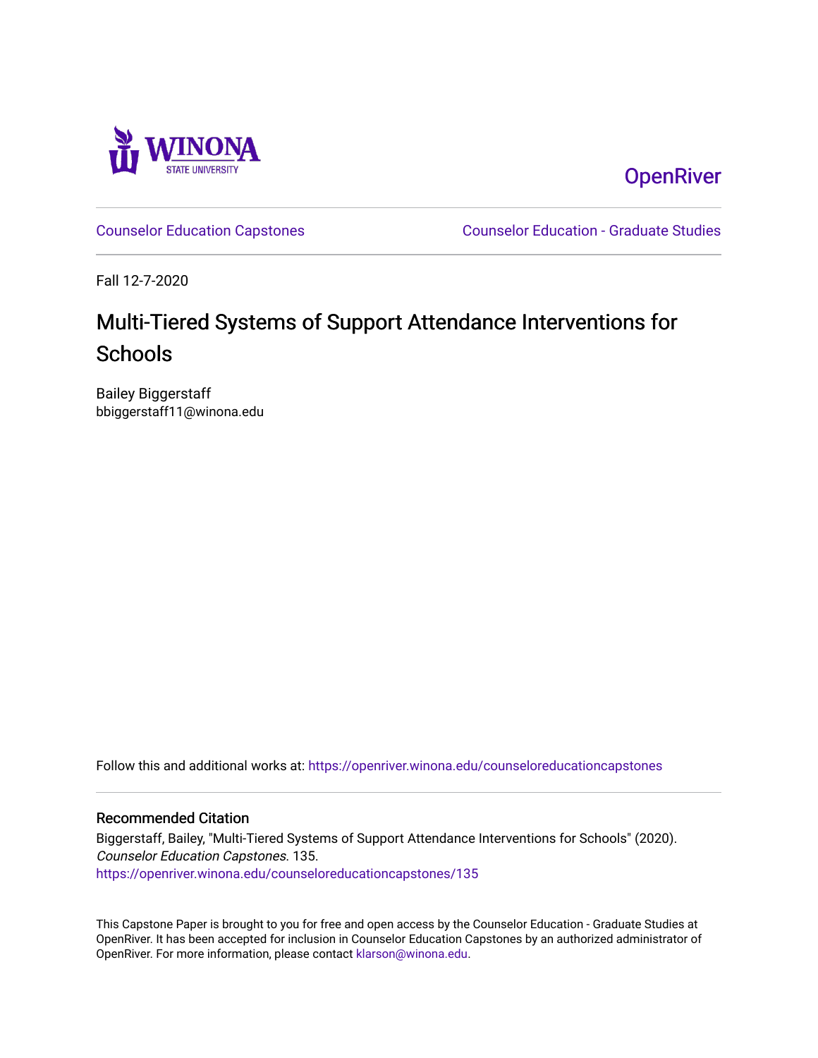WINONA STATE UNIVERSITY

OpenRiver

Counselor Education Capstones | Counselor Education - Graduate Studies

Fall 12-7-2020

# Multi-Tiered Systems of Support Attendance Interventions for Schools

Bailey Biggerstaff
bbiggerstaff11@winona.edu

Follow this and additional works at: https://openriver.winona.edu/counseloreducationcapstones

## Recommended Citation

Biggerstaff, Bailey, "Multi-Tiered Systems of Support Attendance Interventions for Schools" (2020). *Counselor Education Capstones*. 135.
https://openriver.winona.edu/counseloreducationcapstones/135

This Capstone Paper is brought to you for free and open access by the Counselor Education - Graduate Studies at OpenRiver. It has been accepted for inclusion in Counselor Education Capstones by an authorized administrator of OpenRiver. For more information, please contact klarson@winona.edu.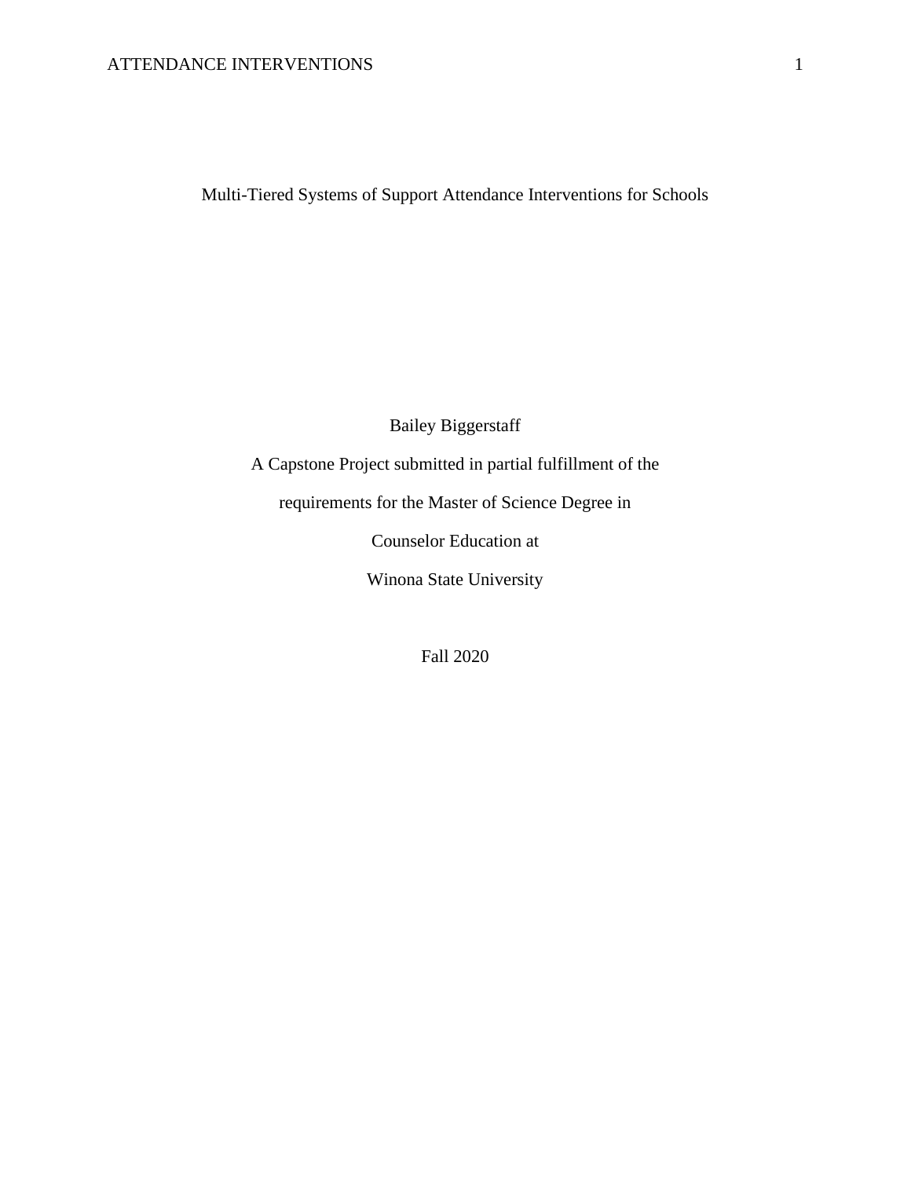Multi-Tiered Systems of Support Attendance Interventions for Schools

Bailey Biggerstaff

A Capstone Project submitted in partial fulfillment of the

requirements for the Master of Science Degree in

Counselor Education at

Winona State University

Fall 2020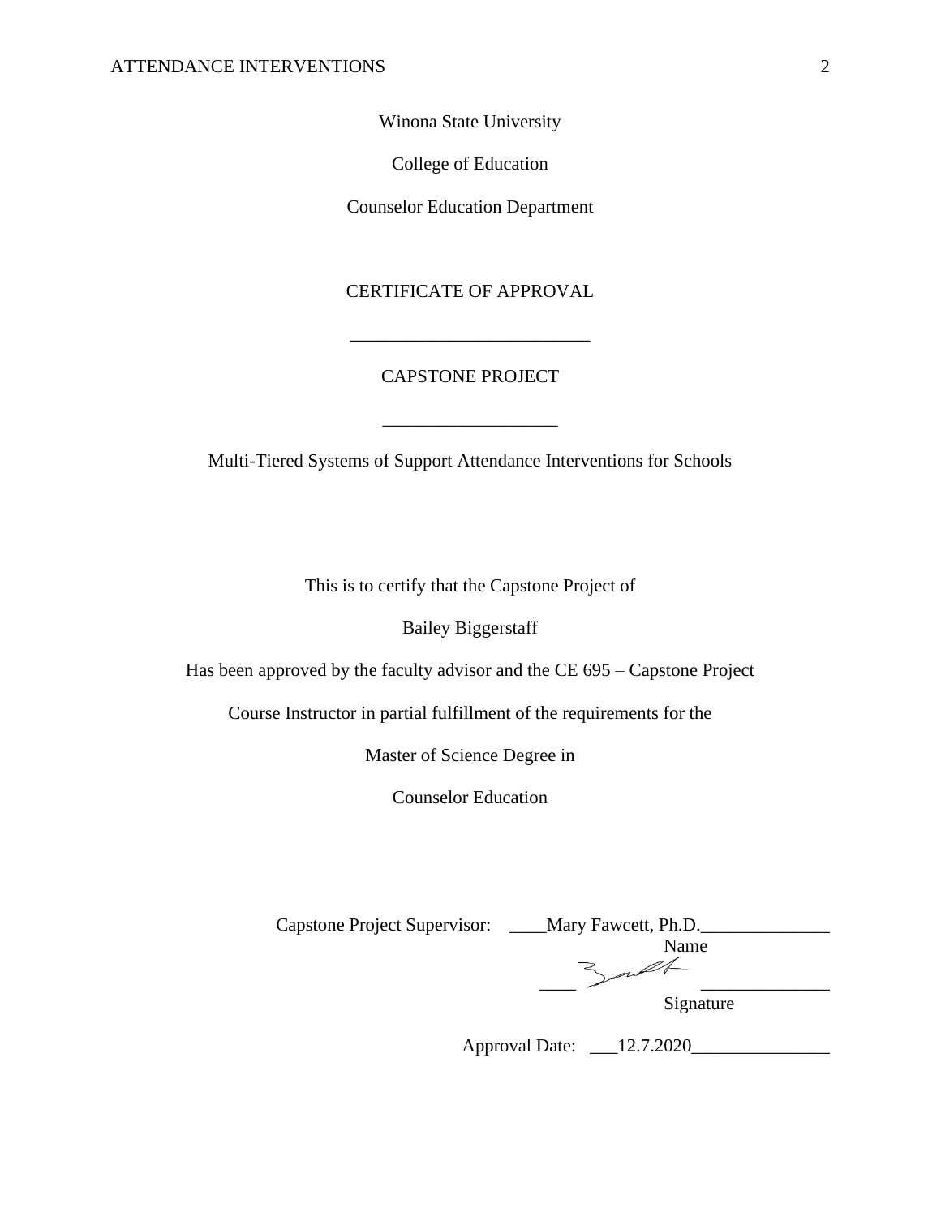Winona State University

College of Education

Counselor Education Department

CERTIFICATE OF APPROVAL

\_\_\_\_\_\_\_\_\_\_\_\_\_\_\_\_\_\_\_\_\_\_\_\_\_\_

CAPSTONE PROJECT

\_\_\_\_\_\_\_\_\_\_\_\_\_\_\_\_\_\_\_

Multi-Tiered Systems of Support Attendance Interventions for Schools

This is to certify that the Capstone Project of

Bailey Biggerstaff

Has been approved by the faculty advisor and the CE 695 – Capstone Project

Course Instructor in partial fulfillment of the requirements for the

Master of Science Degree in

Counselor Education

Capstone Project Supervisor: \_\_\_\_Mary Fawcett, Ph.D.\_\_\_\_\_\_\_\_\_\_\_\_\_\_

Name

\_\_\_\_ \_\_\_\_\_\_\_\_\_\_\_\_\_\_

Signature

Approval Date: \_\_\_12.7.2020\_\_\_\_\_\_\_\_\_\_\_\_\_\_\_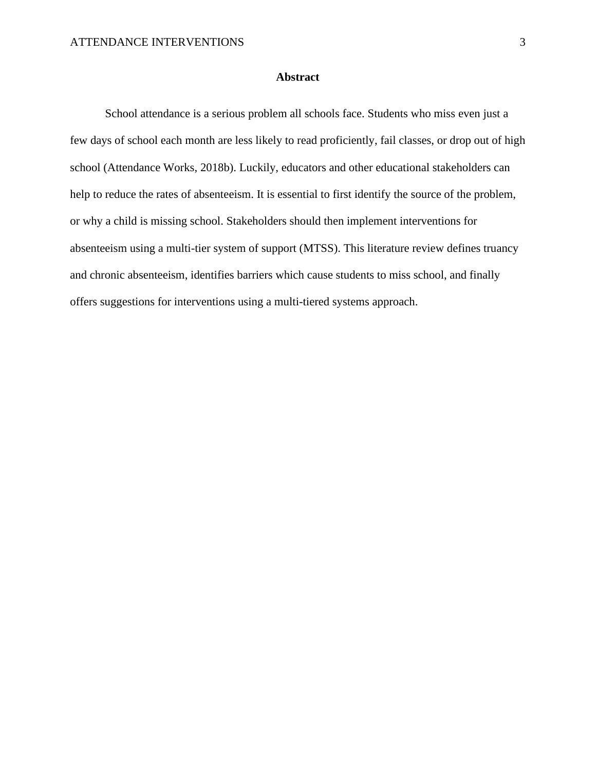# Abstract

School attendance is a serious problem all schools face. Students who miss even just a few days of school each month are less likely to read proficiently, fail classes, or drop out of high school (Attendance Works, 2018b). Luckily, educators and other educational stakeholders can help to reduce the rates of absenteeism. It is essential to first identify the source of the problem, or why a child is missing school. Stakeholders should then implement interventions for absenteeism using a multi-tier system of support (MTSS). This literature review defines truancy and chronic absenteeism, identifies barriers which cause students to miss school, and finally offers suggestions for interventions using a multi-tiered systems approach.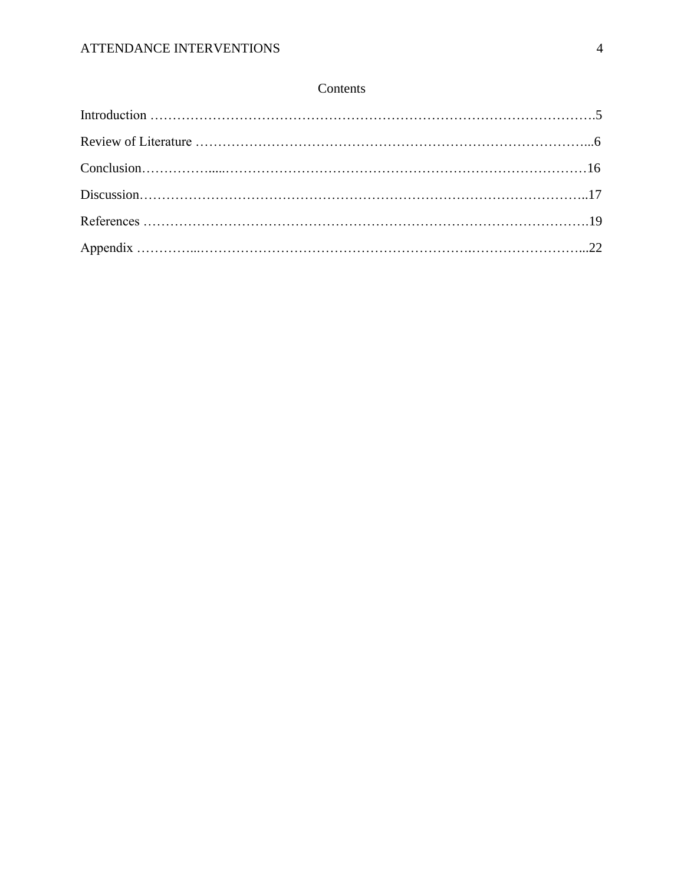# Contents

Introduction ……………………………………………………………………………………….5

Review of Literature ……………………………………………………………………………...6

Conclusion……………......…………………………………………………………………………16

Discussion………………………………………………………………………………………..17

References ……………………………………………………………………………………….19

Appendix …………...………………………………………………….……………………...22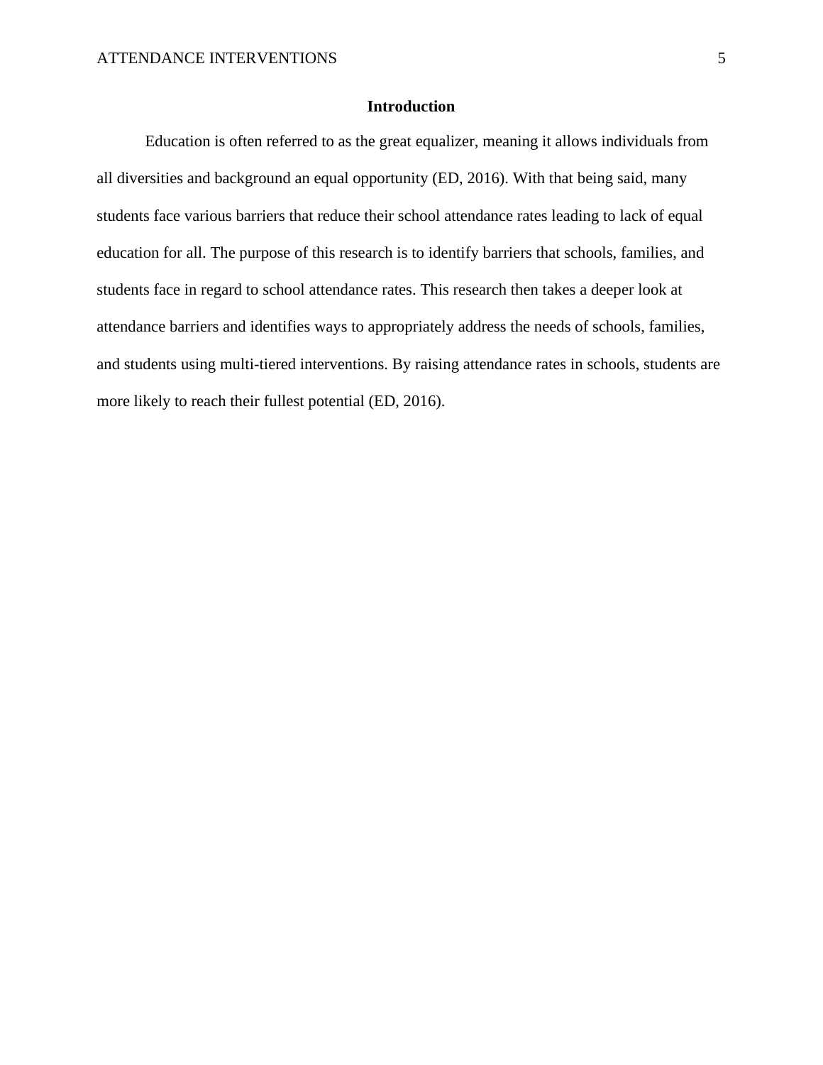## Introduction

Education is often referred to as the great equalizer, meaning it allows individuals from all diversities and background an equal opportunity (ED, 2016). With that being said, many students face various barriers that reduce their school attendance rates leading to lack of equal education for all. The purpose of this research is to identify barriers that schools, families, and students face in regard to school attendance rates. This research then takes a deeper look at attendance barriers and identifies ways to appropriately address the needs of schools, families, and students using multi-tiered interventions. By raising attendance rates in schools, students are more likely to reach their fullest potential (ED, 2016).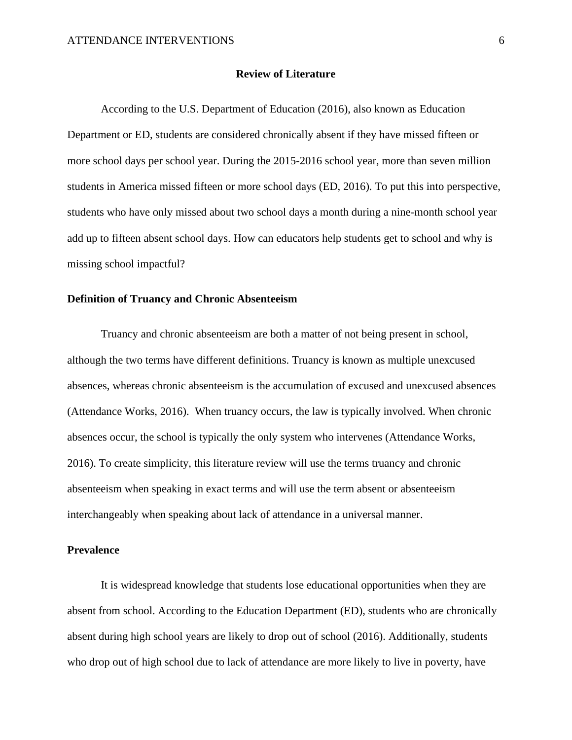## Review of Literature

According to the U.S. Department of Education (2016), also known as Education Department or ED, students are considered chronically absent if they have missed fifteen or more school days per school year. During the 2015-2016 school year, more than seven million students in America missed fifteen or more school days (ED, 2016). To put this into perspective, students who have only missed about two school days a month during a nine-month school year add up to fifteen absent school days. How can educators help students get to school and why is missing school impactful?

### Definition of Truancy and Chronic Absenteeism

Truancy and chronic absenteeism are both a matter of not being present in school, although the two terms have different definitions. Truancy is known as multiple unexcused absences, whereas chronic absenteeism is the accumulation of excused and unexcused absences (Attendance Works, 2016). When truancy occurs, the law is typically involved. When chronic absences occur, the school is typically the only system who intervenes (Attendance Works, 2016). To create simplicity, this literature review will use the terms truancy and chronic absenteeism when speaking in exact terms and will use the term absent or absenteeism interchangeably when speaking about lack of attendance in a universal manner.

### Prevalence

It is widespread knowledge that students lose educational opportunities when they are absent from school. According to the Education Department (ED), students who are chronically absent during high school years are likely to drop out of school (2016). Additionally, students who drop out of high school due to lack of attendance are more likely to live in poverty, have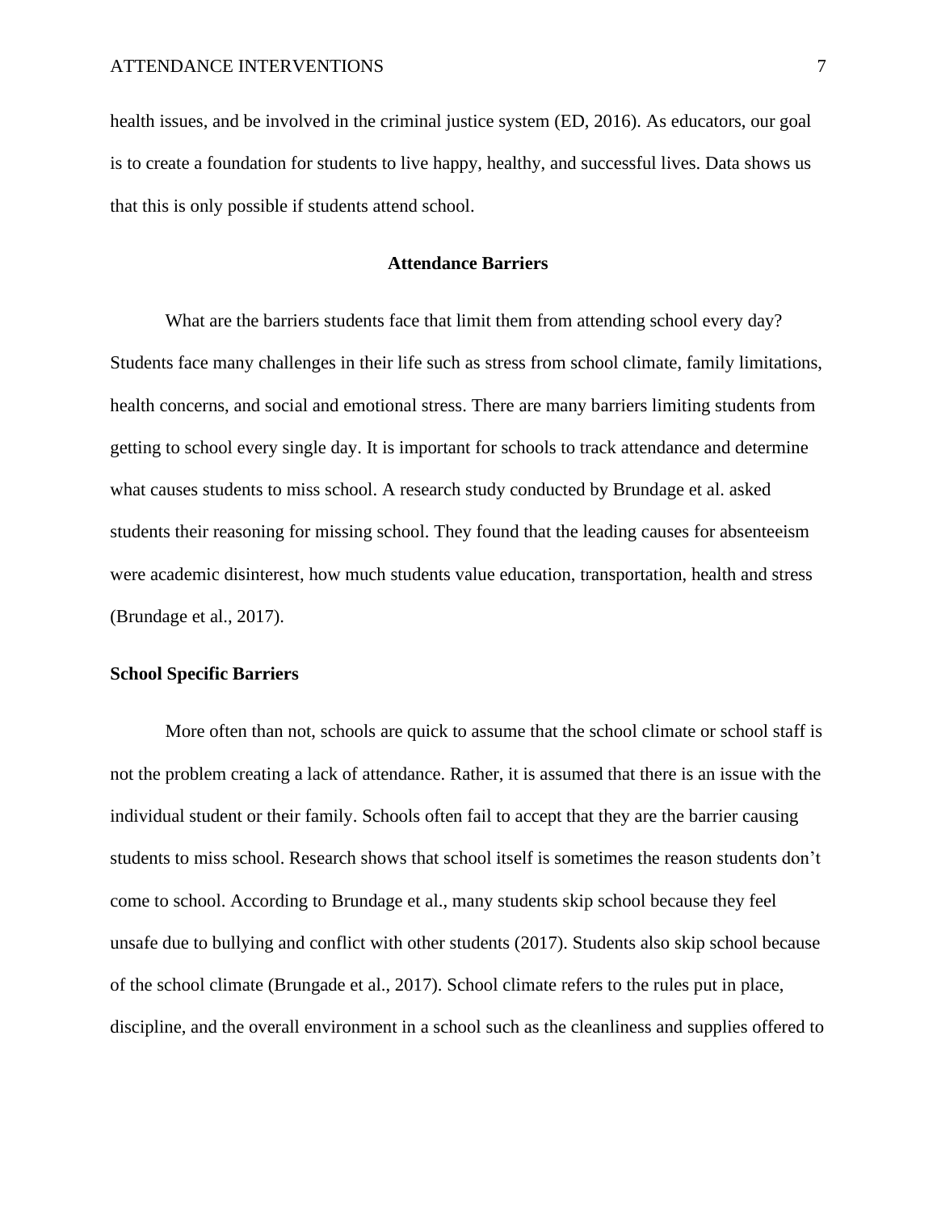health issues, and be involved in the criminal justice system (ED, 2016). As educators, our goal is to create a foundation for students to live happy, healthy, and successful lives. Data shows us that this is only possible if students attend school.

## Attendance Barriers

What are the barriers students face that limit them from attending school every day? Students face many challenges in their life such as stress from school climate, family limitations, health concerns, and social and emotional stress. There are many barriers limiting students from getting to school every single day. It is important for schools to track attendance and determine what causes students to miss school. A research study conducted by Brundage et al. asked students their reasoning for missing school. They found that the leading causes for absenteeism were academic disinterest, how much students value education, transportation, health and stress (Brundage et al., 2017).

### School Specific Barriers

More often than not, schools are quick to assume that the school climate or school staff is not the problem creating a lack of attendance. Rather, it is assumed that there is an issue with the individual student or their family. Schools often fail to accept that they are the barrier causing students to miss school. Research shows that school itself is sometimes the reason students don't come to school. According to Brundage et al., many students skip school because they feel unsafe due to bullying and conflict with other students (2017). Students also skip school because of the school climate (Brungade et al., 2017). School climate refers to the rules put in place, discipline, and the overall environment in a school such as the cleanliness and supplies offered to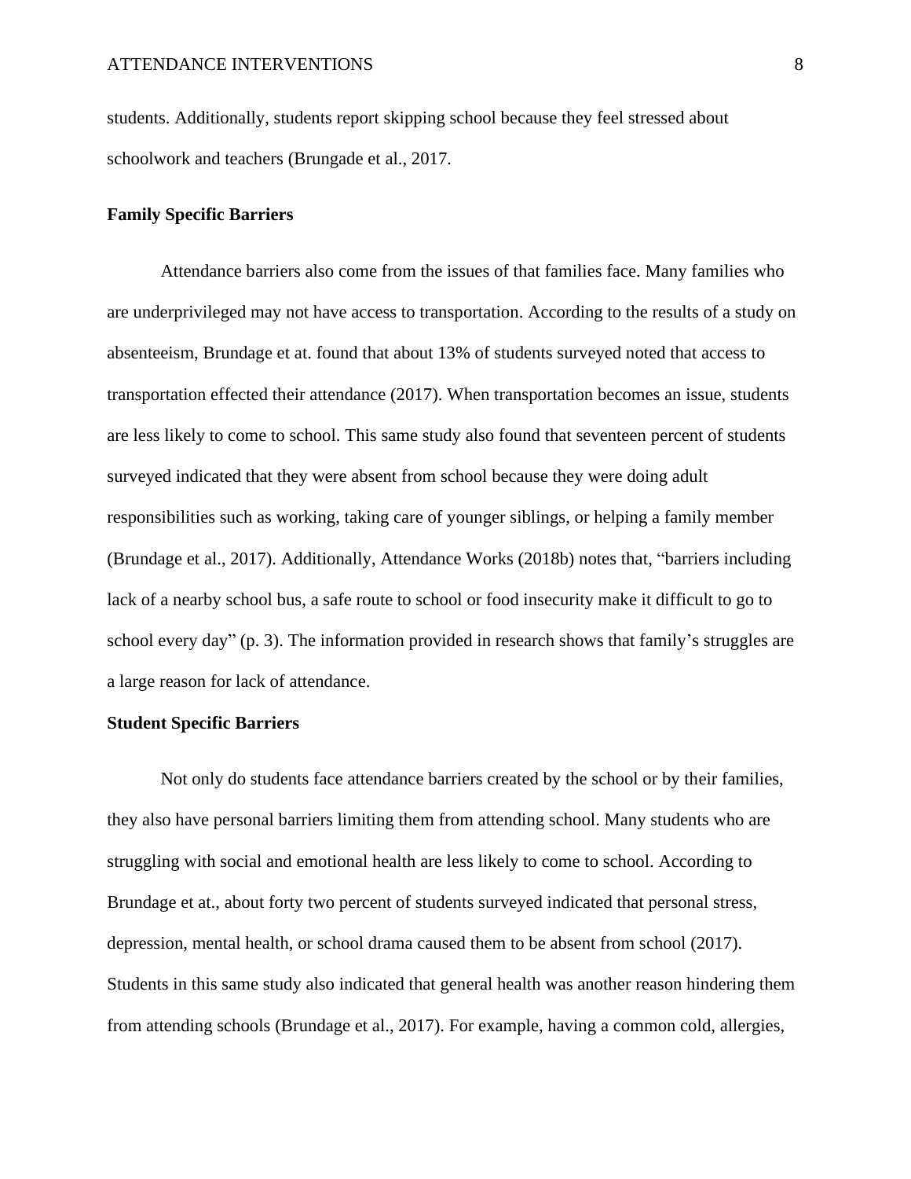students. Additionally, students report skipping school because they feel stressed about schoolwork and teachers (Brungade et al., 2017.

**Family Specific Barriers**

Attendance barriers also come from the issues of that families face. Many families who are underprivileged may not have access to transportation. According to the results of a study on absenteeism, Brundage et at. found that about 13% of students surveyed noted that access to transportation effected their attendance (2017). When transportation becomes an issue, students are less likely to come to school. This same study also found that seventeen percent of students surveyed indicated that they were absent from school because they were doing adult responsibilities such as working, taking care of younger siblings, or helping a family member (Brundage et al., 2017). Additionally, Attendance Works (2018b) notes that, "barriers including lack of a nearby school bus, a safe route to school or food insecurity make it difficult to go to school every day" (p. 3). The information provided in research shows that family's struggles are a large reason for lack of attendance.

**Student Specific Barriers**

Not only do students face attendance barriers created by the school or by their families, they also have personal barriers limiting them from attending school. Many students who are struggling with social and emotional health are less likely to come to school. According to Brundage et at., about forty two percent of students surveyed indicated that personal stress, depression, mental health, or school drama caused them to be absent from school (2017). Students in this same study also indicated that general health was another reason hindering them from attending schools (Brundage et al., 2017). For example, having a common cold, allergies,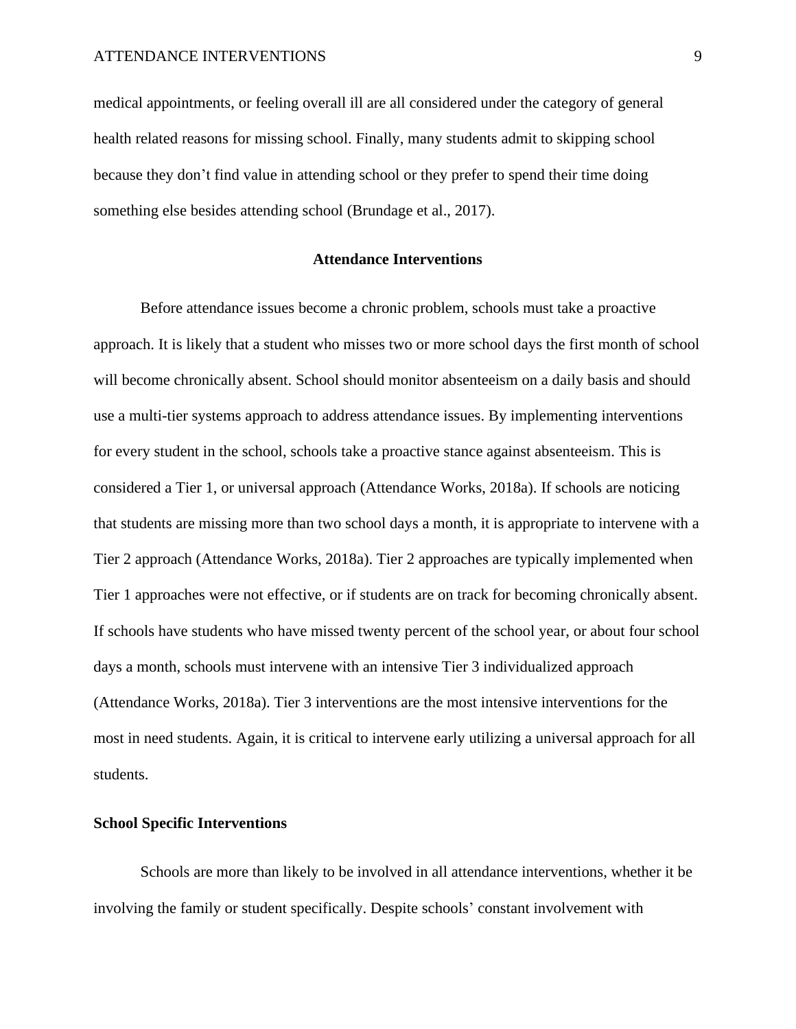medical appointments, or feeling overall ill are all considered under the category of general health related reasons for missing school. Finally, many students admit to skipping school because they don't find value in attending school or they prefer to spend their time doing something else besides attending school (Brundage et al., 2017).

## Attendance Interventions

Before attendance issues become a chronic problem, schools must take a proactive approach. It is likely that a student who misses two or more school days the first month of school will become chronically absent. School should monitor absenteeism on a daily basis and should use a multi-tier systems approach to address attendance issues. By implementing interventions for every student in the school, schools take a proactive stance against absenteeism. This is considered a Tier 1, or universal approach (Attendance Works, 2018a). If schools are noticing that students are missing more than two school days a month, it is appropriate to intervene with a Tier 2 approach (Attendance Works, 2018a). Tier 2 approaches are typically implemented when Tier 1 approaches were not effective, or if students are on track for becoming chronically absent. If schools have students who have missed twenty percent of the school year, or about four school days a month, schools must intervene with an intensive Tier 3 individualized approach (Attendance Works, 2018a). Tier 3 interventions are the most intensive interventions for the most in need students. Again, it is critical to intervene early utilizing a universal approach for all students.

### School Specific Interventions

Schools are more than likely to be involved in all attendance interventions, whether it be involving the family or student specifically. Despite schools' constant involvement with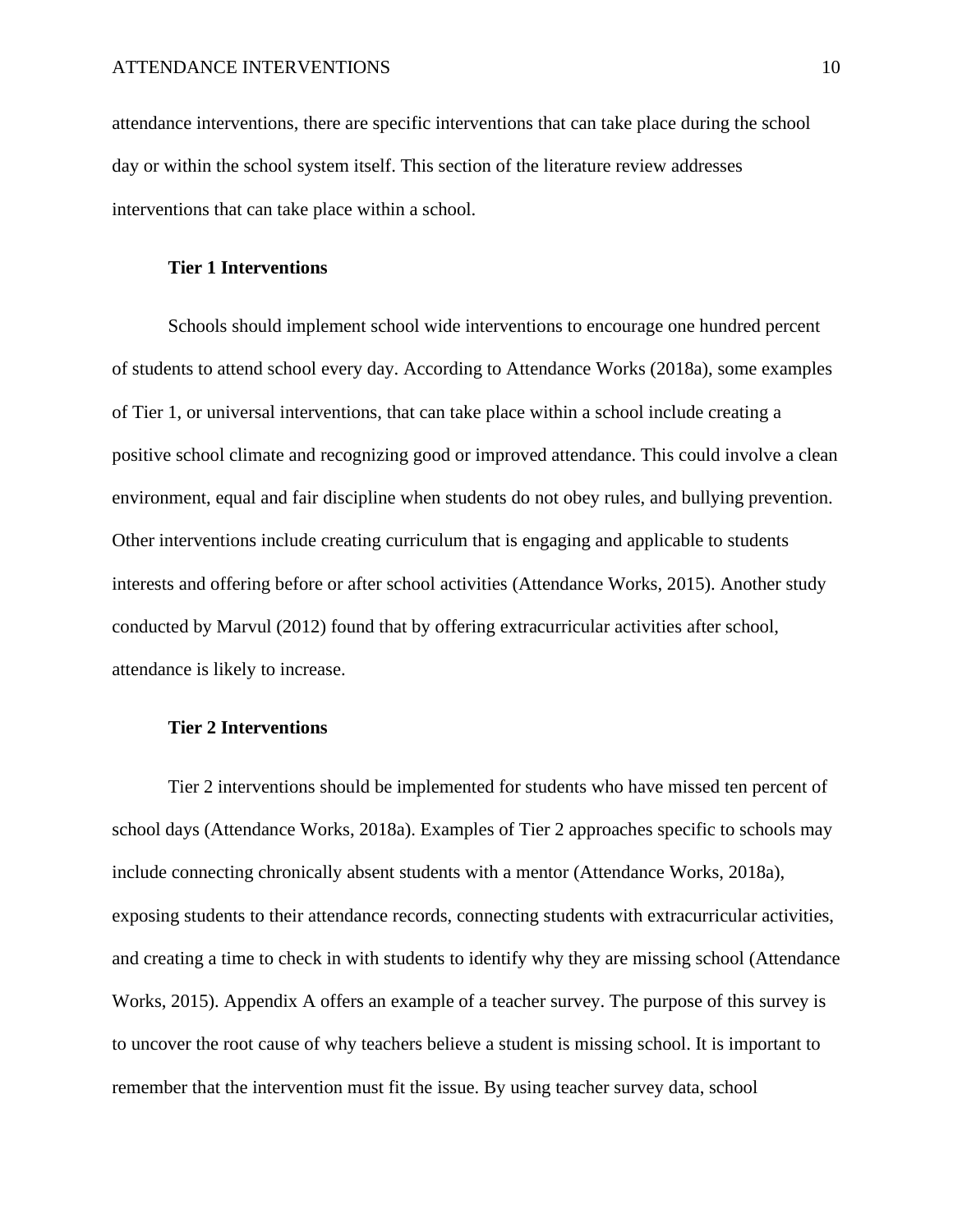attendance interventions, there are specific interventions that can take place during the school day or within the school system itself. This section of the literature review addresses interventions that can take place within a school.

### Tier 1 Interventions

Schools should implement school wide interventions to encourage one hundred percent of students to attend school every day. According to Attendance Works (2018a), some examples of Tier 1, or universal interventions, that can take place within a school include creating a positive school climate and recognizing good or improved attendance. This could involve a clean environment, equal and fair discipline when students do not obey rules, and bullying prevention. Other interventions include creating curriculum that is engaging and applicable to students interests and offering before or after school activities (Attendance Works, 2015). Another study conducted by Marvul (2012) found that by offering extracurricular activities after school, attendance is likely to increase.

### Tier 2 Interventions

Tier 2 interventions should be implemented for students who have missed ten percent of school days (Attendance Works, 2018a). Examples of Tier 2 approaches specific to schools may include connecting chronically absent students with a mentor (Attendance Works, 2018a), exposing students to their attendance records, connecting students with extracurricular activities, and creating a time to check in with students to identify why they are missing school (Attendance Works, 2015). Appendix A offers an example of a teacher survey. The purpose of this survey is to uncover the root cause of why teachers believe a student is missing school. It is important to remember that the intervention must fit the issue. By using teacher survey data, school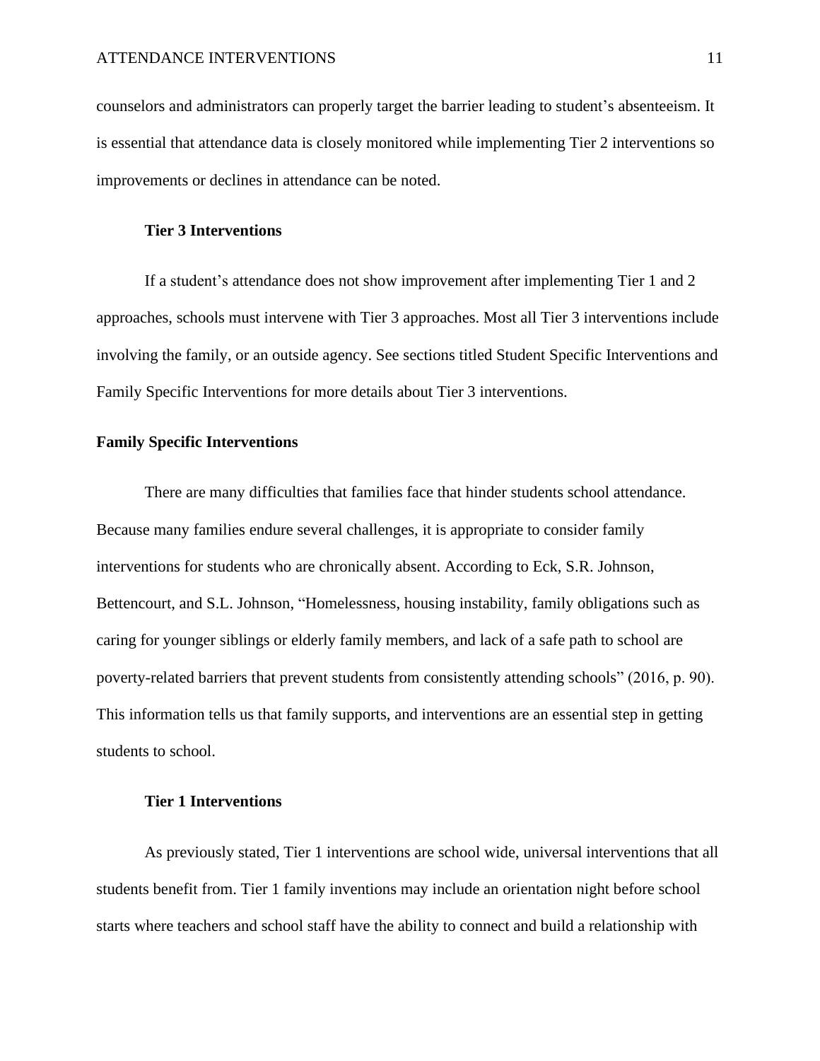counselors and administrators can properly target the barrier leading to student's absenteeism. It is essential that attendance data is closely monitored while implementing Tier 2 interventions so improvements or declines in attendance can be noted.

### Tier 3 Interventions

If a student's attendance does not show improvement after implementing Tier 1 and 2 approaches, schools must intervene with Tier 3 approaches. Most all Tier 3 interventions include involving the family, or an outside agency. See sections titled Student Specific Interventions and Family Specific Interventions for more details about Tier 3 interventions.

## Family Specific Interventions

There are many difficulties that families face that hinder students school attendance. Because many families endure several challenges, it is appropriate to consider family interventions for students who are chronically absent. According to Eck, S.R. Johnson, Bettencourt, and S.L. Johnson, "Homelessness, housing instability, family obligations such as caring for younger siblings or elderly family members, and lack of a safe path to school are poverty-related barriers that prevent students from consistently attending schools" (2016, p. 90). This information tells us that family supports, and interventions are an essential step in getting students to school.

### Tier 1 Interventions

As previously stated, Tier 1 interventions are school wide, universal interventions that all students benefit from. Tier 1 family inventions may include an orientation night before school starts where teachers and school staff have the ability to connect and build a relationship with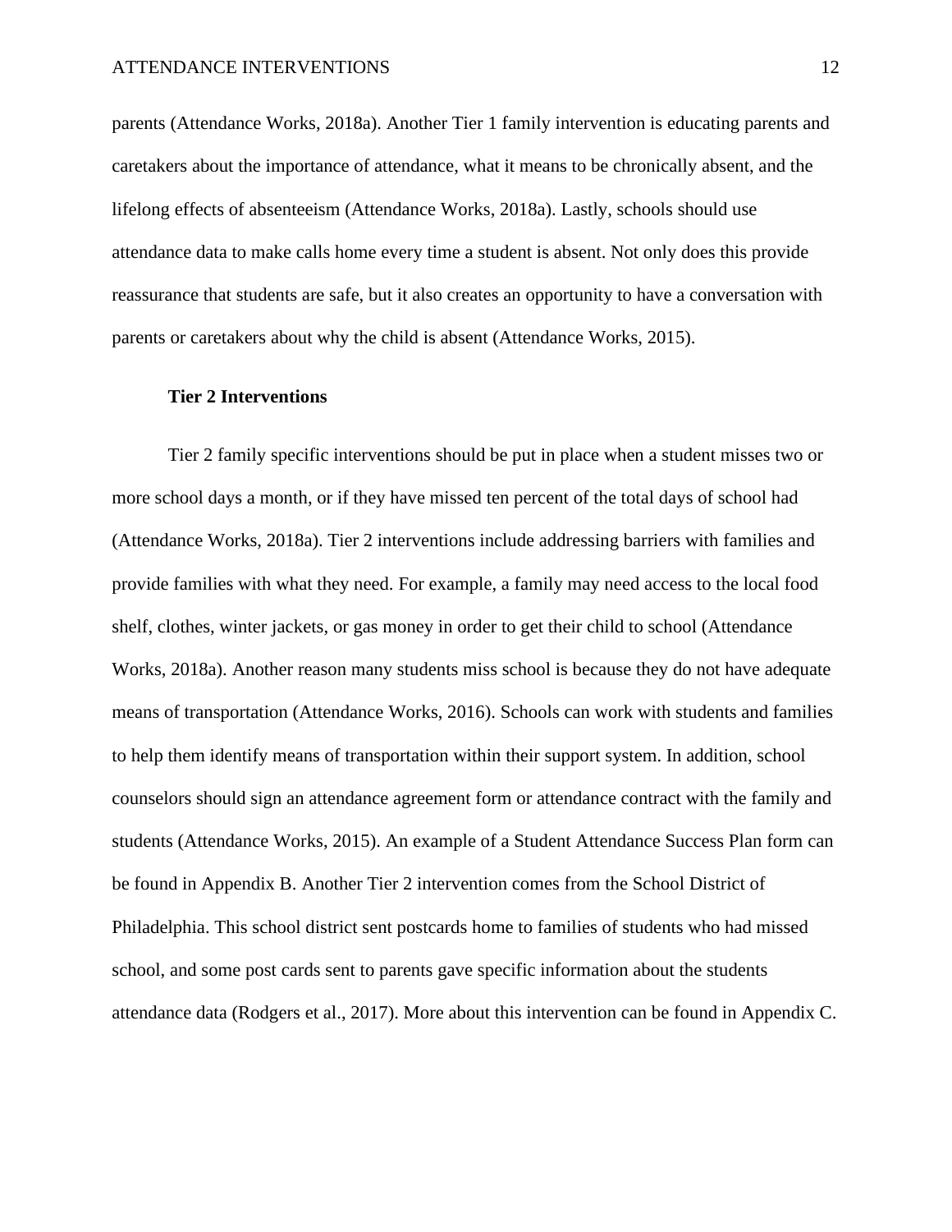parents (Attendance Works, 2018a). Another Tier 1 family intervention is educating parents and caretakers about the importance of attendance, what it means to be chronically absent, and the lifelong effects of absenteeism (Attendance Works, 2018a). Lastly, schools should use attendance data to make calls home every time a student is absent. Not only does this provide reassurance that students are safe, but it also creates an opportunity to have a conversation with parents or caretakers about why the child is absent (Attendance Works, 2015).

### Tier 2 Interventions

Tier 2 family specific interventions should be put in place when a student misses two or more school days a month, or if they have missed ten percent of the total days of school had (Attendance Works, 2018a). Tier 2 interventions include addressing barriers with families and provide families with what they need. For example, a family may need access to the local food shelf, clothes, winter jackets, or gas money in order to get their child to school (Attendance Works, 2018a). Another reason many students miss school is because they do not have adequate means of transportation (Attendance Works, 2016). Schools can work with students and families to help them identify means of transportation within their support system. In addition, school counselors should sign an attendance agreement form or attendance contract with the family and students (Attendance Works, 2015). An example of a Student Attendance Success Plan form can be found in Appendix B. Another Tier 2 intervention comes from the School District of Philadelphia. This school district sent postcards home to families of students who had missed school, and some post cards sent to parents gave specific information about the students attendance data (Rodgers et al., 2017). More about this intervention can be found in Appendix C.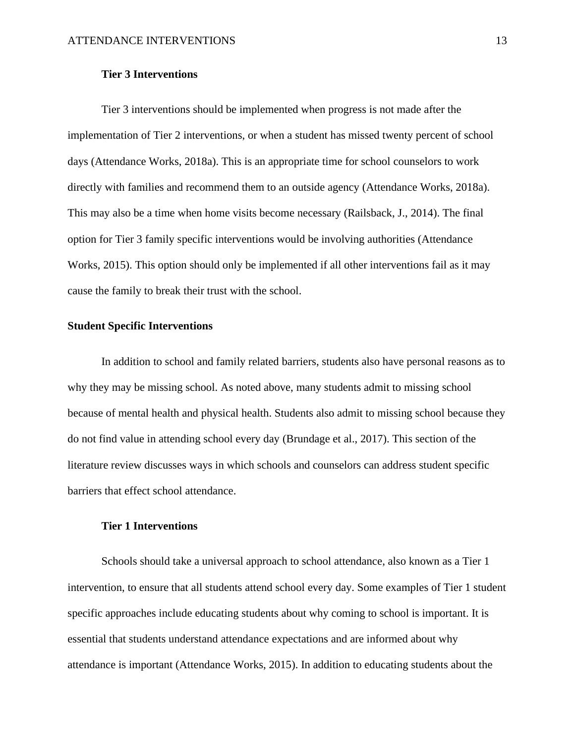### Tier 3 Interventions

Tier 3 interventions should be implemented when progress is not made after the implementation of Tier 2 interventions, or when a student has missed twenty percent of school days (Attendance Works, 2018a). This is an appropriate time for school counselors to work directly with families and recommend them to an outside agency (Attendance Works, 2018a). This may also be a time when home visits become necessary (Railsback, J., 2014). The final option for Tier 3 family specific interventions would be involving authorities (Attendance Works, 2015). This option should only be implemented if all other interventions fail as it may cause the family to break their trust with the school.

## Student Specific Interventions

In addition to school and family related barriers, students also have personal reasons as to why they may be missing school. As noted above, many students admit to missing school because of mental health and physical health. Students also admit to missing school because they do not find value in attending school every day (Brundage et al., 2017). This section of the literature review discusses ways in which schools and counselors can address student specific barriers that effect school attendance.

### Tier 1 Interventions

Schools should take a universal approach to school attendance, also known as a Tier 1 intervention, to ensure that all students attend school every day. Some examples of Tier 1 student specific approaches include educating students about why coming to school is important. It is essential that students understand attendance expectations and are informed about why attendance is important (Attendance Works, 2015). In addition to educating students about the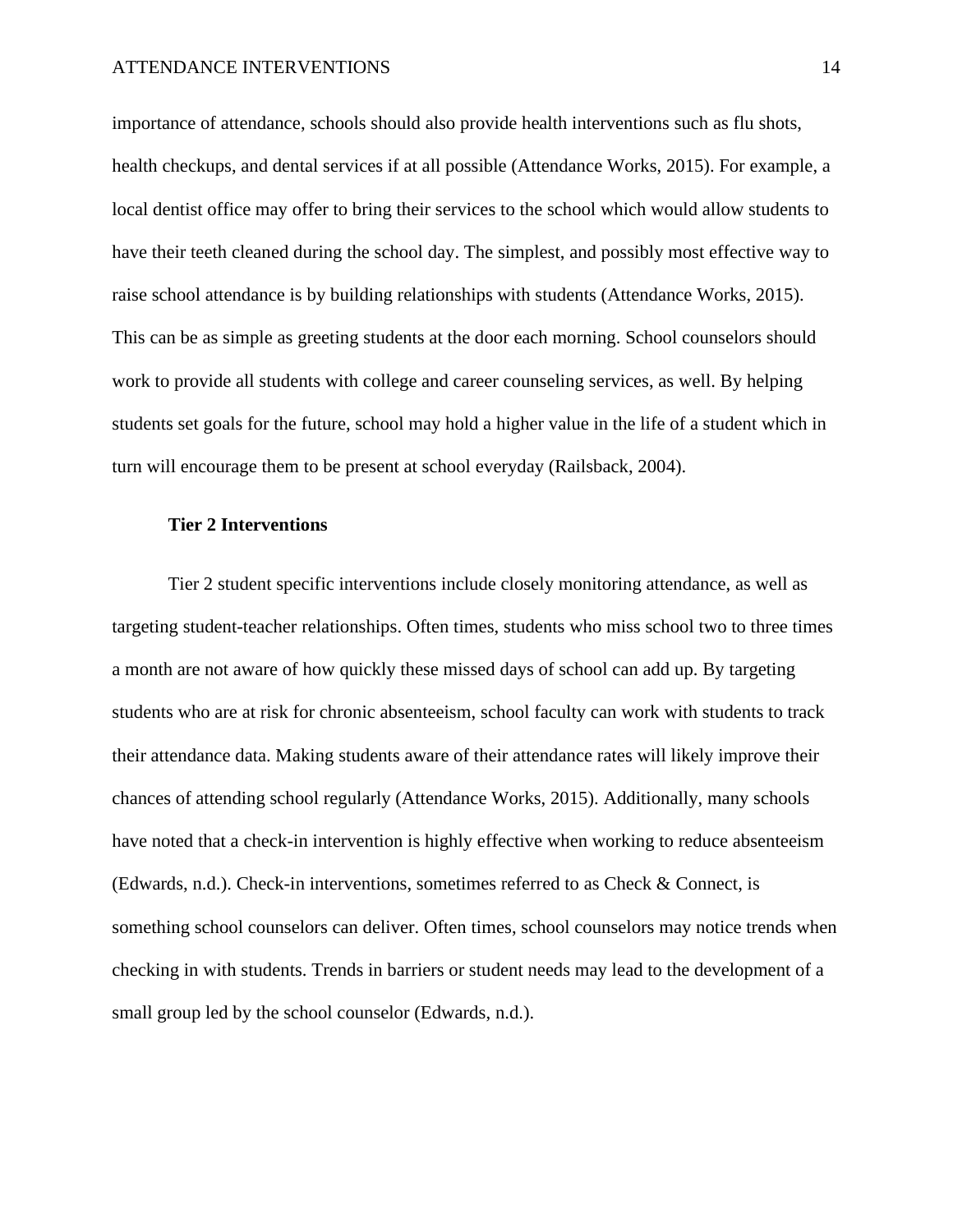importance of attendance, schools should also provide health interventions such as flu shots, health checkups, and dental services if at all possible (Attendance Works, 2015). For example, a local dentist office may offer to bring their services to the school which would allow students to have their teeth cleaned during the school day. The simplest, and possibly most effective way to raise school attendance is by building relationships with students (Attendance Works, 2015). This can be as simple as greeting students at the door each morning. School counselors should work to provide all students with college and career counseling services, as well. By helping students set goals for the future, school may hold a higher value in the life of a student which in turn will encourage them to be present at school everyday (Railsback, 2004).

### Tier 2 Interventions

Tier 2 student specific interventions include closely monitoring attendance, as well as targeting student-teacher relationships. Often times, students who miss school two to three times a month are not aware of how quickly these missed days of school can add up. By targeting students who are at risk for chronic absenteeism, school faculty can work with students to track their attendance data. Making students aware of their attendance rates will likely improve their chances of attending school regularly (Attendance Works, 2015). Additionally, many schools have noted that a check-in intervention is highly effective when working to reduce absenteeism (Edwards, n.d.). Check-in interventions, sometimes referred to as Check & Connect, is something school counselors can deliver. Often times, school counselors may notice trends when checking in with students. Trends in barriers or student needs may lead to the development of a small group led by the school counselor (Edwards, n.d.).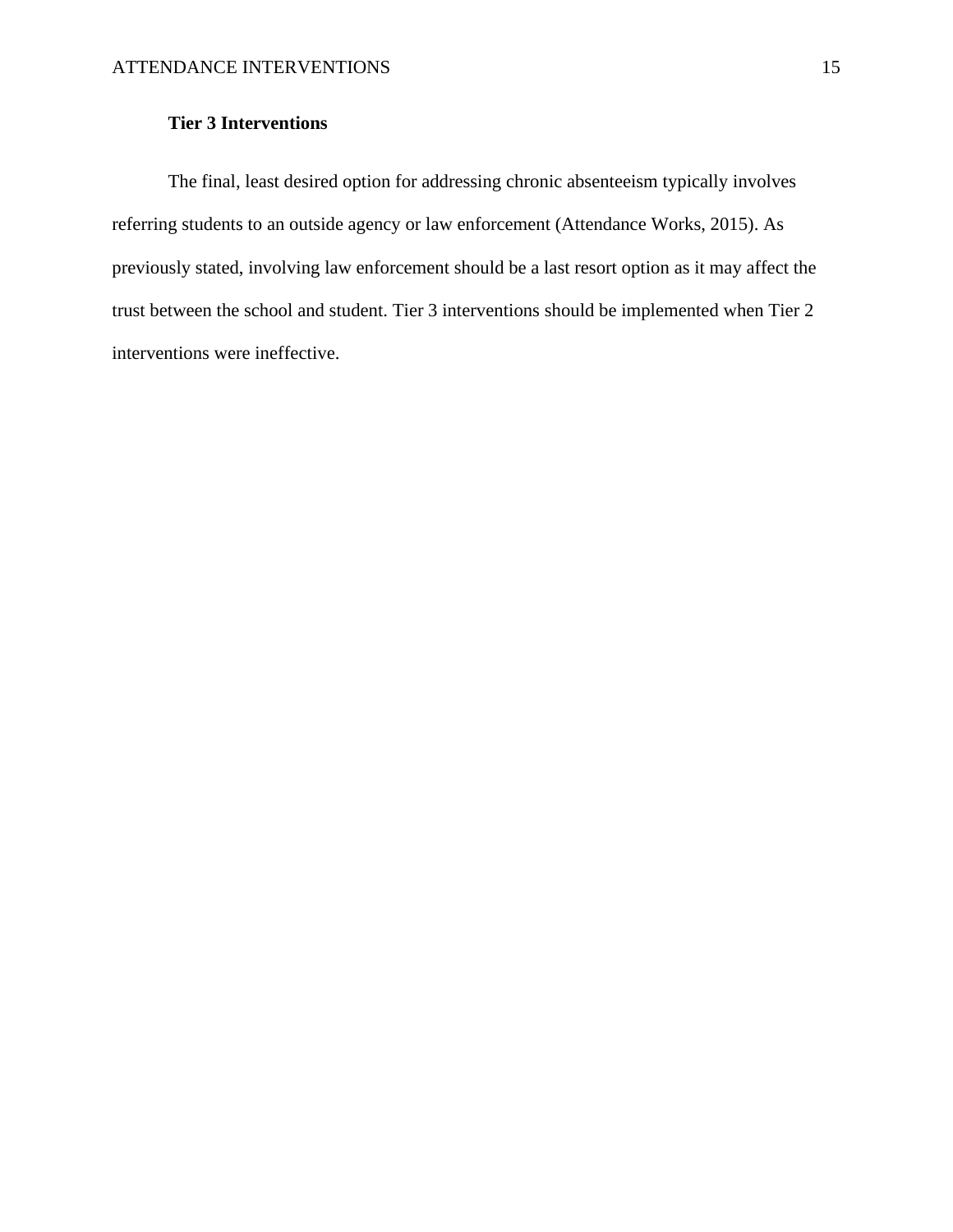### Tier 3 Interventions

The final, least desired option for addressing chronic absenteeism typically involves referring students to an outside agency or law enforcement (Attendance Works, 2015). As previously stated, involving law enforcement should be a last resort option as it may affect the trust between the school and student. Tier 3 interventions should be implemented when Tier 2 interventions were ineffective.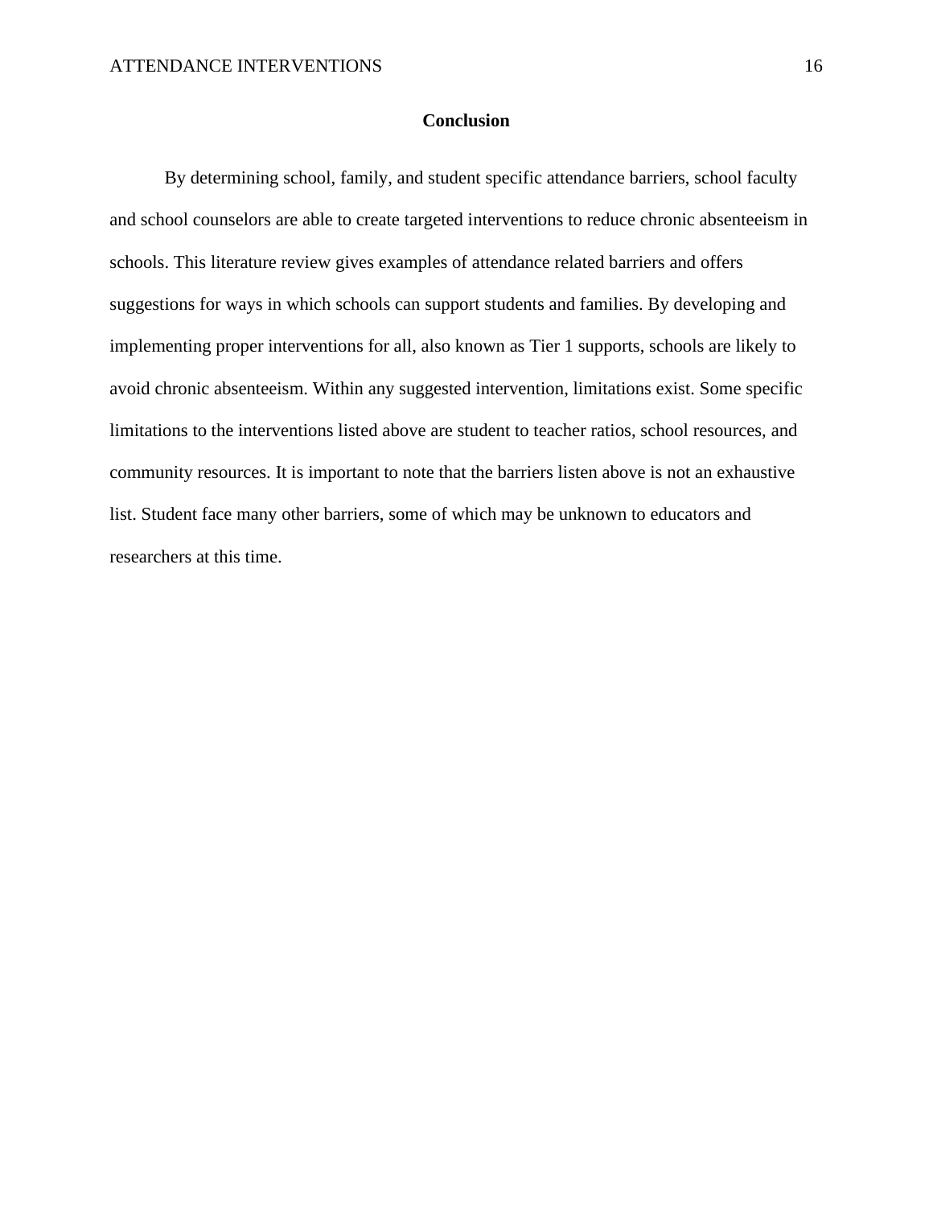## Conclusion

By determining school, family, and student specific attendance barriers, school faculty and school counselors are able to create targeted interventions to reduce chronic absenteeism in schools. This literature review gives examples of attendance related barriers and offers suggestions for ways in which schools can support students and families. By developing and implementing proper interventions for all, also known as Tier 1 supports, schools are likely to avoid chronic absenteeism. Within any suggested intervention, limitations exist. Some specific limitations to the interventions listed above are student to teacher ratios, school resources, and community resources. It is important to note that the barriers listen above is not an exhaustive list. Student face many other barriers, some of which may be unknown to educators and researchers at this time.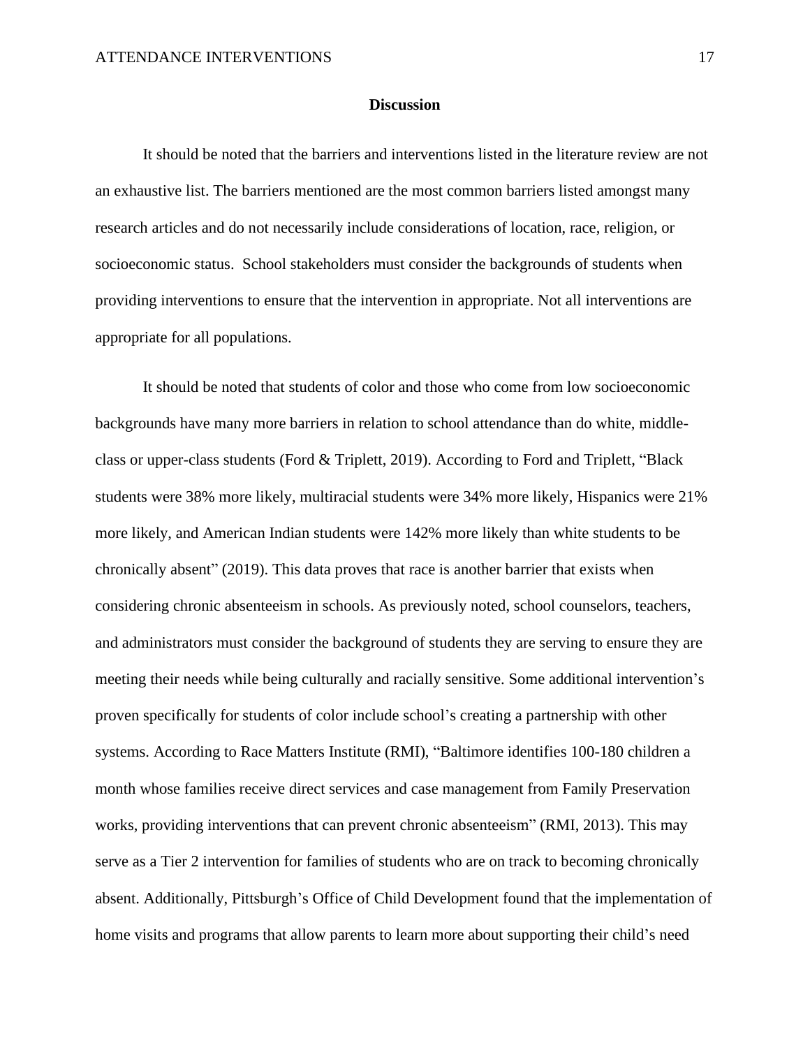## Discussion

It should be noted that the barriers and interventions listed in the literature review are not an exhaustive list. The barriers mentioned are the most common barriers listed amongst many research articles and do not necessarily include considerations of location, race, religion, or socioeconomic status. School stakeholders must consider the backgrounds of students when providing interventions to ensure that the intervention in appropriate. Not all interventions are appropriate for all populations.

It should be noted that students of color and those who come from low socioeconomic backgrounds have many more barriers in relation to school attendance than do white, middle-class or upper-class students (Ford & Triplett, 2019). According to Ford and Triplett, "Black students were 38% more likely, multiracial students were 34% more likely, Hispanics were 21% more likely, and American Indian students were 142% more likely than white students to be chronically absent" (2019). This data proves that race is another barrier that exists when considering chronic absenteeism in schools. As previously noted, school counselors, teachers, and administrators must consider the background of students they are serving to ensure they are meeting their needs while being culturally and racially sensitive. Some additional intervention's proven specifically for students of color include school's creating a partnership with other systems. According to Race Matters Institute (RMI), "Baltimore identifies 100-180 children a month whose families receive direct services and case management from Family Preservation works, providing interventions that can prevent chronic absenteeism" (RMI, 2013). This may serve as a Tier 2 intervention for families of students who are on track to becoming chronically absent. Additionally, Pittsburgh's Office of Child Development found that the implementation of home visits and programs that allow parents to learn more about supporting their child's need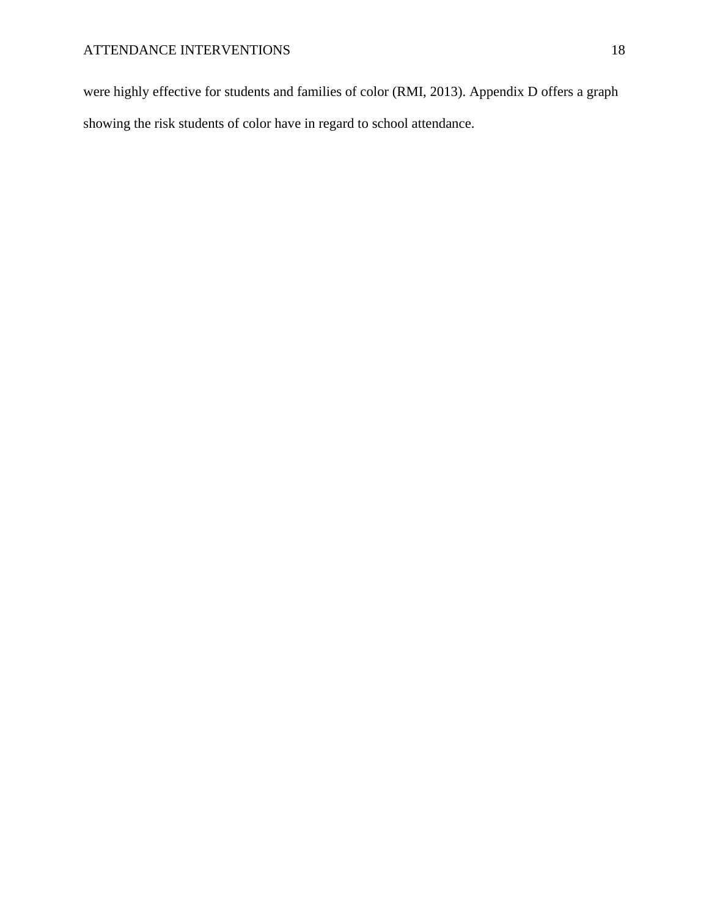were highly effective for students and families of color (RMI, 2013). Appendix D offers a graph showing the risk students of color have in regard to school attendance.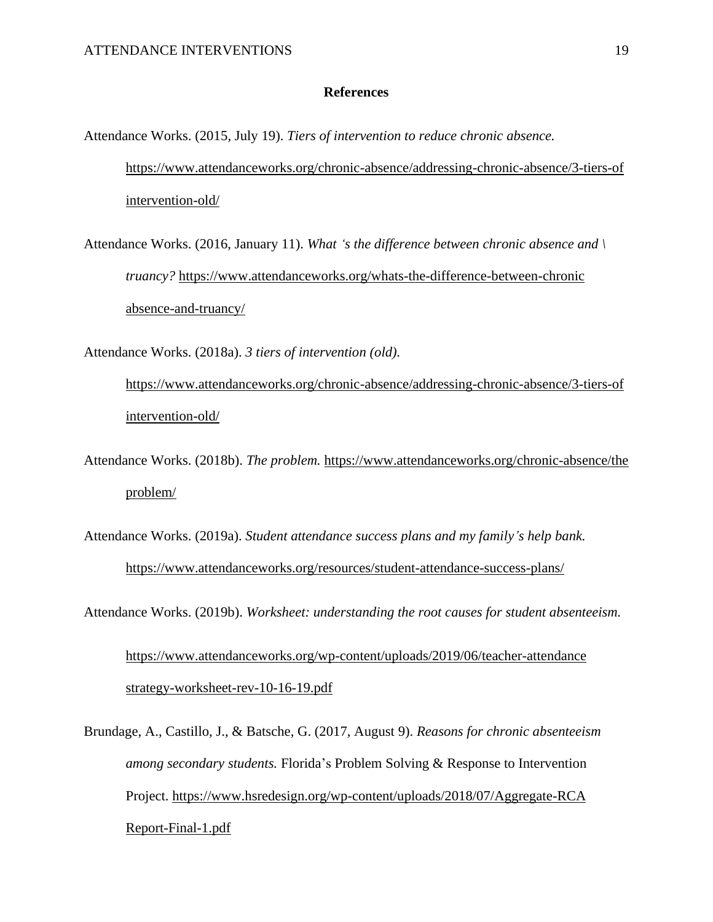**References**

Attendance Works. (2015, July 19). *Tiers of intervention to reduce chronic absence.* https://www.attendanceworks.org/chronic-absence/addressing-chronic-absence/3-tiers-of intervention-old/

Attendance Works. (2016, January 11). *What 's the difference between chronic absence and \ truancy?* https://www.attendanceworks.org/whats-the-difference-between-chronic absence-and-truancy/

Attendance Works. (2018a). *3 tiers of intervention (old).* https://www.attendanceworks.org/chronic-absence/addressing-chronic-absence/3-tiers-of intervention-old/

Attendance Works. (2018b). *The problem.* https://www.attendanceworks.org/chronic-absence/the problem/

Attendance Works. (2019a). *Student attendance success plans and my family's help bank.* https://www.attendanceworks.org/resources/student-attendance-success-plans/

Attendance Works. (2019b). *Worksheet: understanding the root causes for student absenteeism.* https://www.attendanceworks.org/wp-content/uploads/2019/06/teacher-attendance strategy-worksheet-rev-10-16-19.pdf

Brundage, A., Castillo, J., & Batsche, G. (2017, August 9). *Reasons for chronic absenteeism among secondary students.* Florida's Problem Solving & Response to Intervention Project. https://www.hsredesign.org/wp-content/uploads/2018/07/Aggregate-RCA Report-Final-1.pdf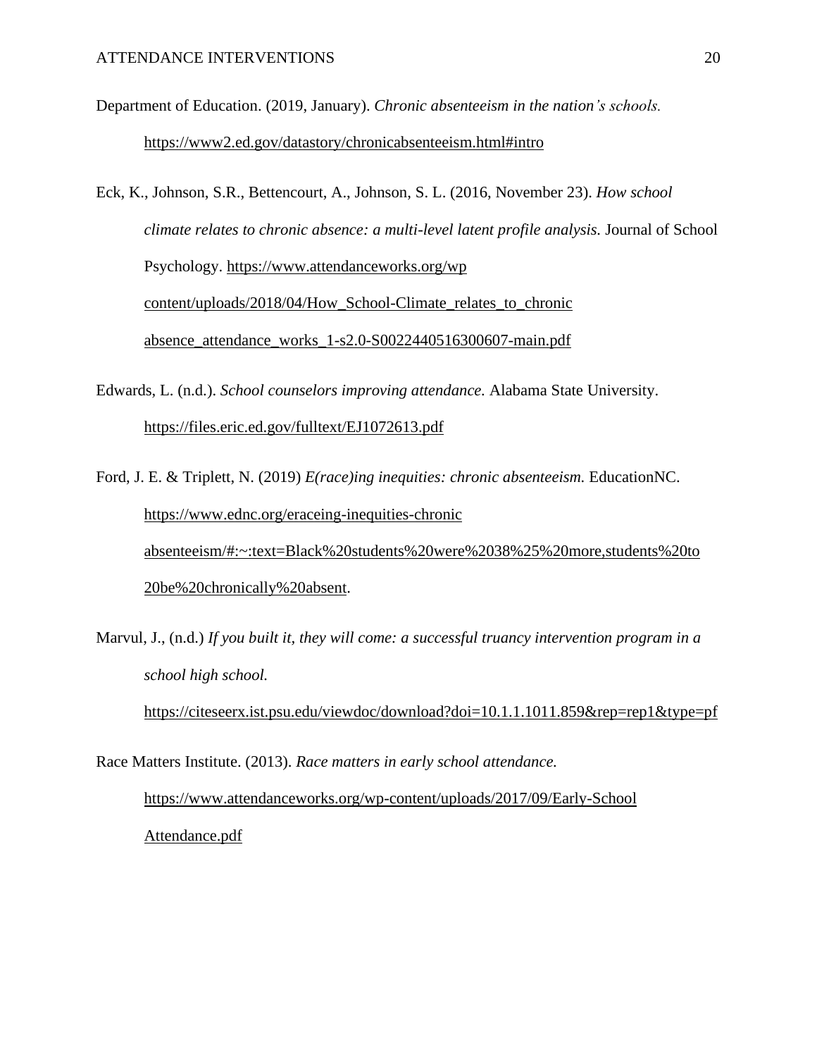Department of Education. (2019, January). *Chronic absenteeism in the nation's schools.* https://www2.ed.gov/datastory/chronicabsenteeism.html#intro

Eck, K., Johnson, S.R., Bettencourt, A., Johnson, S. L. (2016, November 23). *How school climate relates to chronic absence: a multi-level latent profile analysis.* Journal of School Psychology. https://www.attendanceworks.org/wp content/uploads/2018/04/How_School-Climate_relates_to_chronic absence_attendance_works_1-s2.0-S0022440516300607-main.pdf

Edwards, L. (n.d.). *School counselors improving attendance.* Alabama State University. https://files.eric.ed.gov/fulltext/EJ1072613.pdf

Ford, J. E. & Triplett, N. (2019) *E(race)ing inequities: chronic absenteeism.* EducationNC. https://www.ednc.org/eraceing-inequities-chronic absenteeism/#:~:text=Black%20students%20were%2038%25%20more,students%20to 20be%20chronically%20absent.

Marvul, J., (n.d.) *If you built it, they will come: a successful truancy intervention program in a school high school.* https://citeseerx.ist.psu.edu/viewdoc/download?doi=10.1.1.1011.859&rep=rep1&type=pf

Race Matters Institute. (2013). *Race matters in early school attendance.* https://www.attendanceworks.org/wp-content/uploads/2017/09/Early-School Attendance.pdf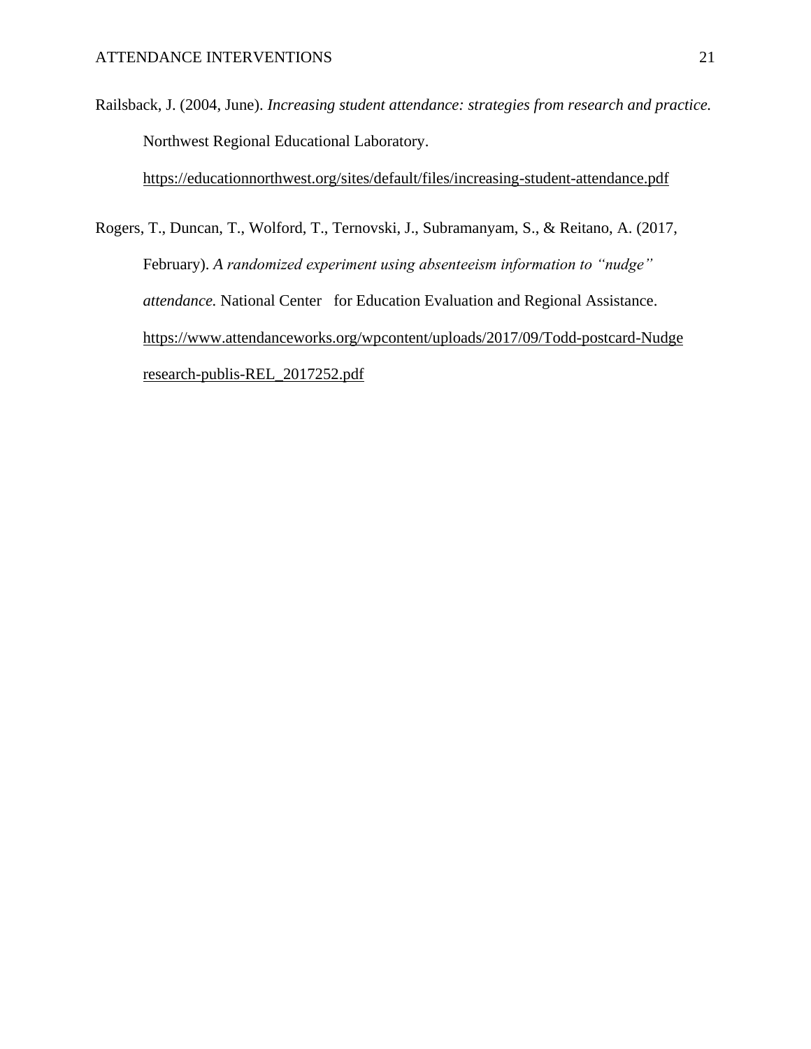Railsback, J. (2004, June). *Increasing student attendance: strategies from research and practice.* Northwest Regional Educational Laboratory. https://educationnorthwest.org/sites/default/files/increasing-student-attendance.pdf

Rogers, T., Duncan, T., Wolford, T., Ternovski, J., Subramanyam, S., & Reitano, A. (2017, February). *A randomized experiment using absenteeism information to "nudge" attendance.* National Center for Education Evaluation and Regional Assistance. https://www.attendanceworks.org/wpcontent/uploads/2017/09/Todd-postcard-Nudge research-publis-REL_2017252.pdf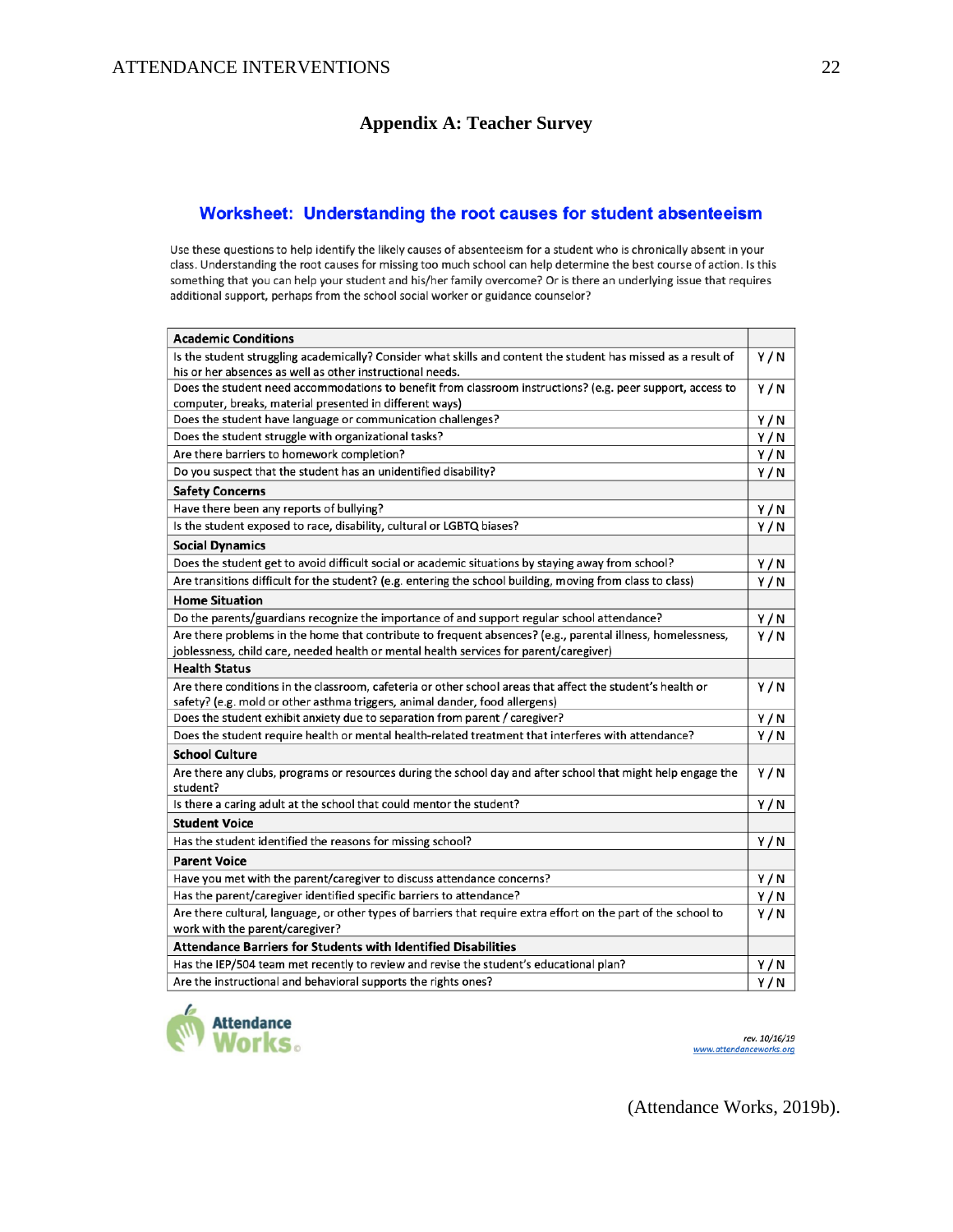## Appendix A: Teacher Survey

### Worksheet: Understanding the root causes for student absenteeism

Use these questions to help identify the likely causes of absenteeism for a student who is chronically absent in your class. Understanding the root causes for missing too much school can help determine the best course of action. Is this something that you can help your student and his/her family overcome? Or is there an underlying issue that requires additional support, perhaps from the school social worker or guidance counselor?

| **Academic Conditions** | |
|---|---|
| Is the student struggling academically? Consider what skills and content the student has missed as a result of his or her absences as well as other instructional needs. | Y / N |
| Does the student need accommodations to benefit from classroom instructions? (e.g. peer support, access to computer, breaks, material presented in different ways) | Y / N |
| Does the student have language or communication challenges? | Y / N |
| Does the student struggle with organizational tasks? | Y / N |
| Are there barriers to homework completion? | Y / N |
| Do you suspect that the student has an unidentified disability? | Y / N |
| **Safety Concerns** | |
| Have there been any reports of bullying? | Y / N |
| Is the student exposed to race, disability, cultural or LGBTQ biases? | Y / N |
| **Social Dynamics** | |
| Does the student get to avoid difficult social or academic situations by staying away from school? | Y / N |
| Are transitions difficult for the student? (e.g. entering the school building, moving from class to class) | Y / N |
| **Home Situation** | |
| Do the parents/guardians recognize the importance of and support regular school attendance? | Y / N |
| Are there problems in the home that contribute to frequent absences? (e.g., parental illness, homelessness, joblessness, child care, needed health or mental health services for parent/caregiver) | Y / N |
| **Health Status** | |
| Are there conditions in the classroom, cafeteria or other school areas that affect the student's health or safety? (e.g. mold or other asthma triggers, animal dander, food allergens) | Y / N |
| Does the student exhibit anxiety due to separation from parent / caregiver? | Y / N |
| Does the student require health or mental health-related treatment that interferes with attendance? | Y / N |
| **School Culture** | |
| Are there any clubs, programs or resources during the school day and after school that might help engage the student? | Y / N |
| Is there a caring adult at the school that could mentor the student? | Y / N |
| **Student Voice** | |
| Has the student identified the reasons for missing school? | Y / N |
| **Parent Voice** | |
| Have you met with the parent/caregiver to discuss attendance concerns? | Y / N |
| Has the parent/caregiver identified specific barriers to attendance? | Y / N |
| Are there cultural, language, or other types of barriers that require extra effort on the part of the school to work with the parent/caregiver? | Y / N |
| **Attendance Barriers for Students with Identified Disabilities** | |
| Has the IEP/504 team met recently to review and revise the student's educational plan? | Y / N |
| Are the instructional and behavioral supports the rights ones? | Y / N |

Attendance Works

rev. 10/16/19
www.attendanceworks.org

(Attendance Works, 2019b).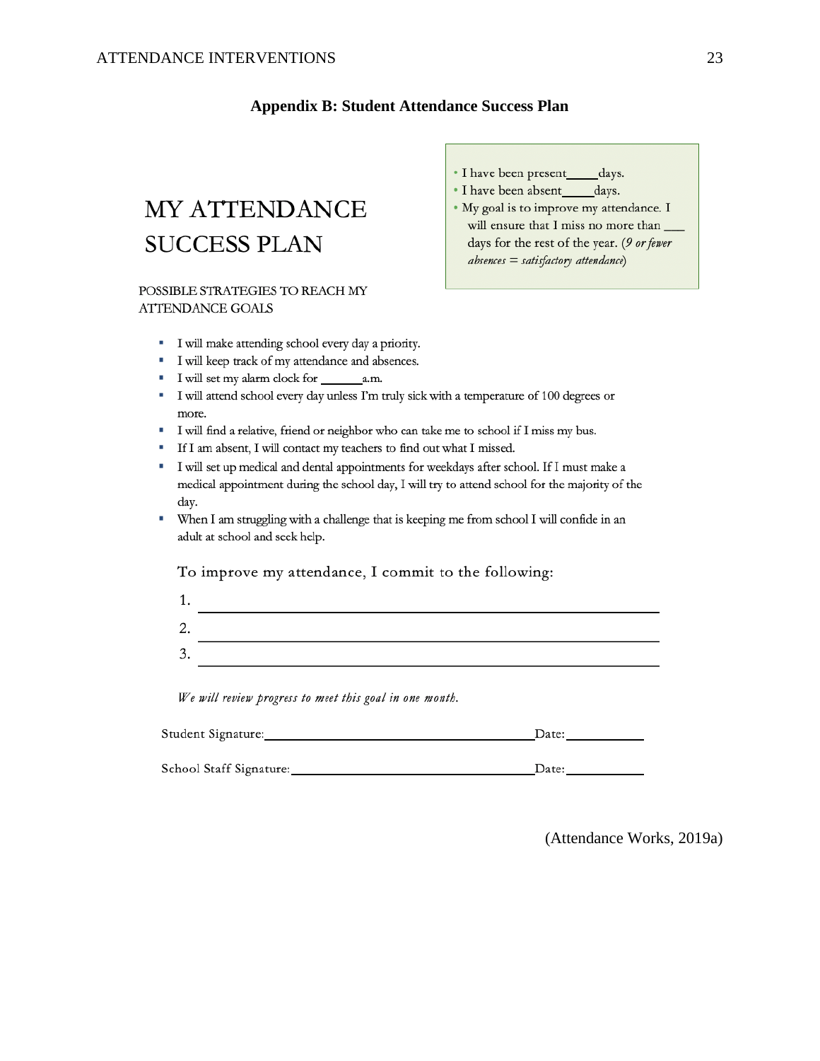**Appendix B: Student Attendance Success Plan**

# MY ATTENDANCE SUCCESS PLAN

- I have been present_____days.
- I have been absent_____days.
- My goal is to improve my attendance. I will ensure that I miss no more than ___ days for the rest of the year. (*9 or fewer absences = satisfactory attendance*)

POSSIBLE STRATEGIES TO REACH MY ATTENDANCE GOALS

- I will make attending school every day a priority.
- I will keep track of my attendance and absences.
- I will set my alarm clock for _______a.m.
- I will attend school every day unless I'm truly sick with a temperature of 100 degrees or more.
- I will find a relative, friend or neighbor who can take me to school if I miss my bus.
- If I am absent, I will contact my teachers to find out what I missed.
- I will set up medical and dental appointments for weekdays after school. If I must make a medical appointment during the school day, I will try to attend school for the majority of the day.
- When I am struggling with a challenge that is keeping me from school I will confide in an adult at school and seek help.

To improve my attendance, I commit to the following:

1. ____________________________________________
2. ____________________________________________
3. ____________________________________________

*We will review progress to meet this goal in one month.*

Student Signature:______________________________Date:__________

School Staff Signature:__________________________Date:__________

(Attendance Works, 2019a)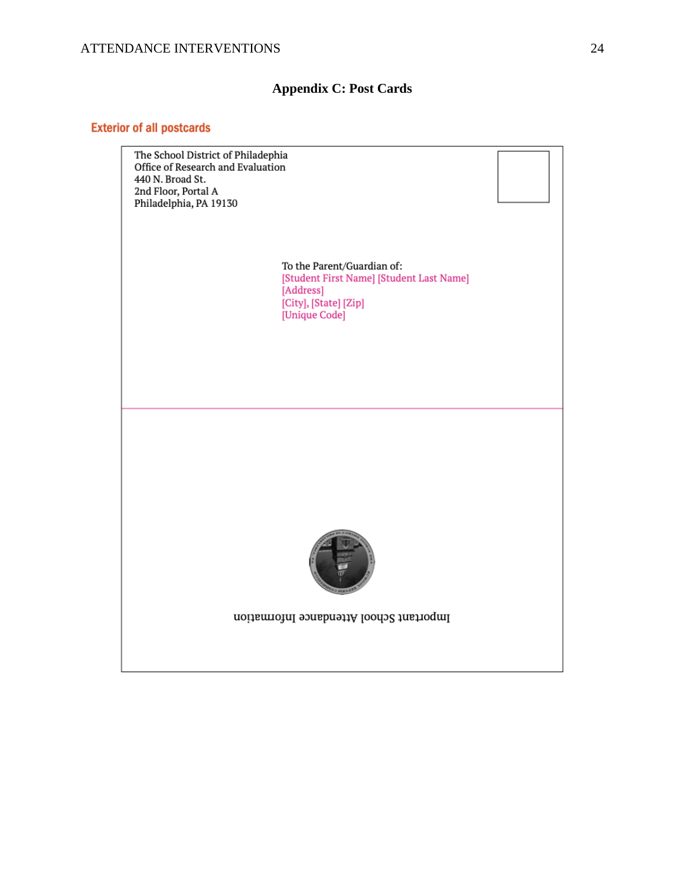## Appendix C: Post Cards

### Exterior of all postcards

The School District of Philadelphia
Office of Research and Evaluation
440 N. Broad St.
2nd Floor, Portal A
Philadelphia, PA 19130

To the Parent/Guardian of:
[Student First Name] [Student Last Name]
[Address]
[City], [State] [Zip]
[Unique Code]

Important School Attendance Information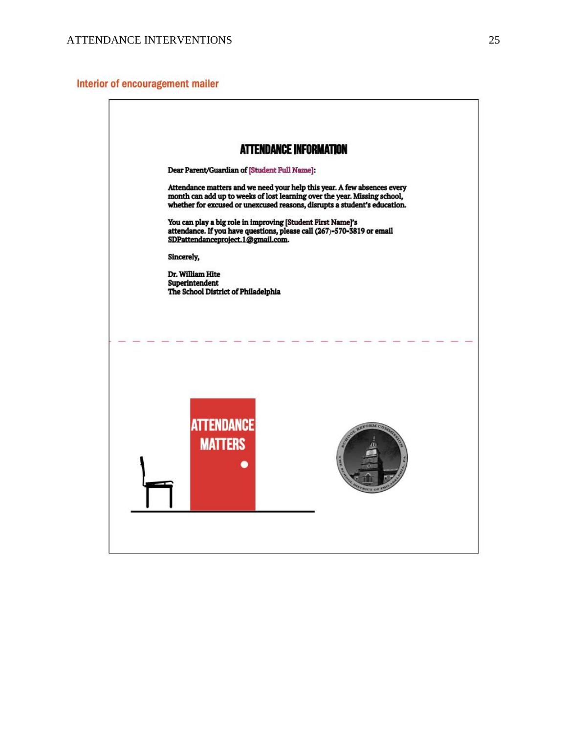### Interior of encouragement mailer

## ATTENDANCE INFORMATION

**Dear Parent/Guardian of [Student Full Name]:**

**Attendance matters and we need your help this year. A few absences every month can add up to weeks of lost learning over the year. Missing school, whether for excused or unexcused reasons, disrupts a student's education.**

**You can play a big role in improving [Student First Name]'s attendance. If you have questions, please call (267)-570-3819 or email SDPattendanceproject.1@gmail.com.**

**Sincerely,**

**Dr. William Hite**
**Superintendent**
**The School District of Philadelphia**

ATTENDANCE MATTERS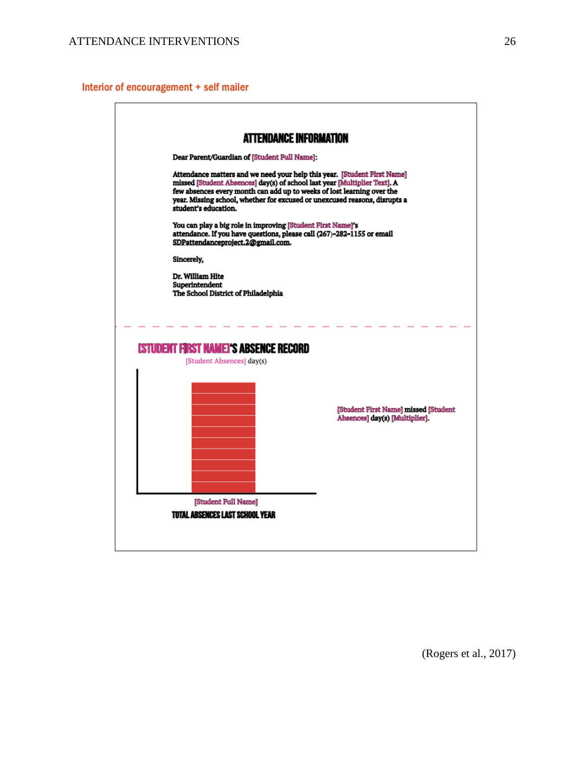Interior of encouragement + self mailer

## ATTENDANCE INFORMATION

**Dear Parent/Guardian of [Student Full Name]:**

**Attendance matters and we need your help this year. [Student First Name] missed [Student Absences] day(s) of school last year [Multiplier Text]. A few absences every month can add up to weeks of lost learning over the year. Missing school, whether for excused or unexcused reasons, disrupts a student's education.**

**You can play a big role in improving [Student First Name]'s attendance. If you have questions, please call (267)-282-1155 or email SDPattendanceproject.2@gmail.com.**

**Sincerely,**

**Dr. William Hite**
**Superintendent**
**The School District of Philadelphia**

## [STUDENT FIRST NAME]'S ABSENCE RECORD

[Student Absences] day(s)

[Student First Name] missed [Student Absences] day(s) [Multiplier].

[Student Full Name]

**TOTAL ABSENCES LAST SCHOOL YEAR**

(Rogers et al., 2017)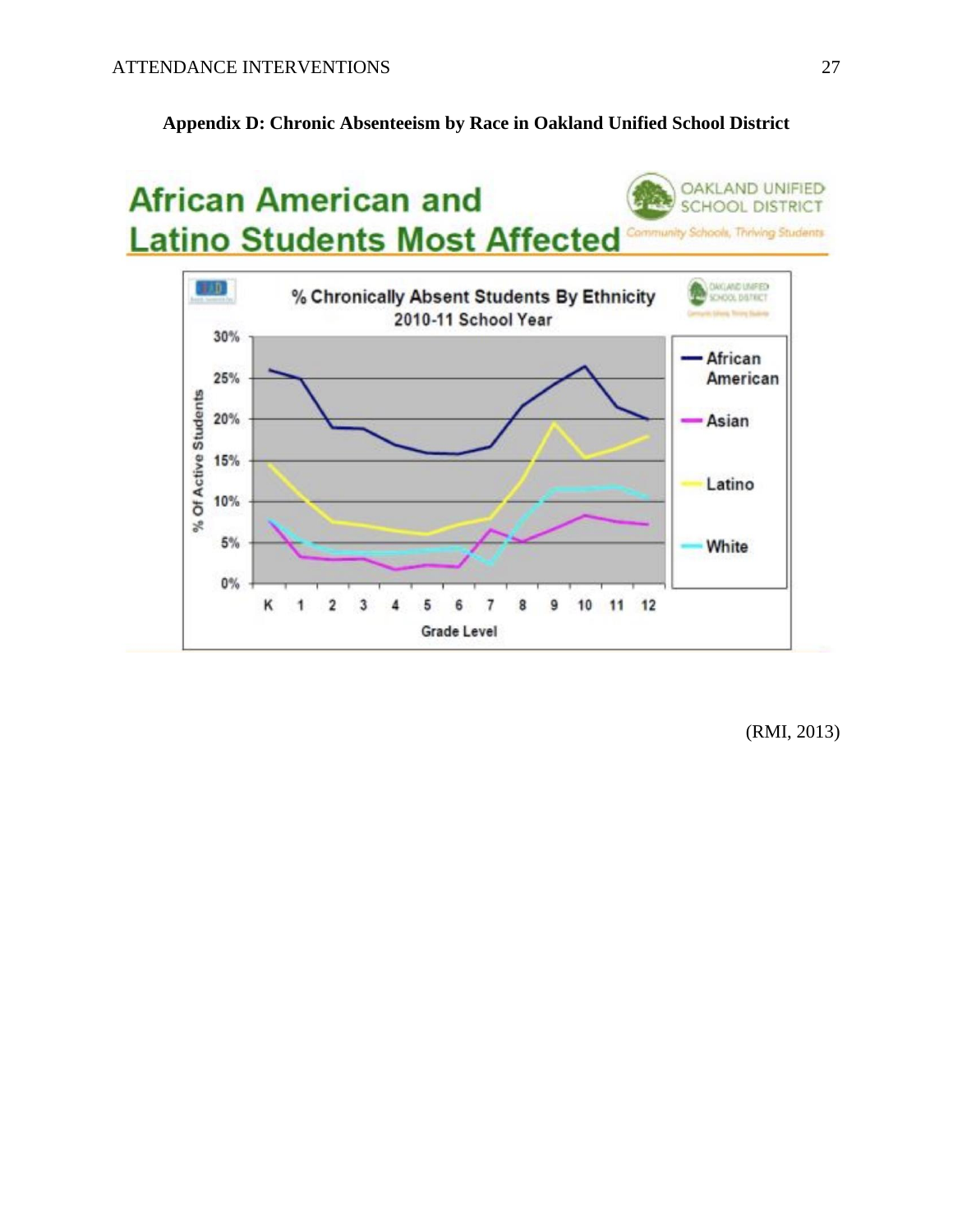## Appendix D: Chronic Absenteeism by Race in Oakland Unified School District

African American and Latino Students Most Affected

OAKLAND UNIFIED SCHOOL DISTRICT

Community Schools, Thriving Students

% Chronically Absent Students By Ethnicity
2010-11 School Year

% Of Active Students

30%
25%
20%
15%
10%
5%
0%

K 1 2 3 4 5 6 7 8 9 10 11 12

Grade Level

African American
Asian
Latino
White

(RMI, 2013)